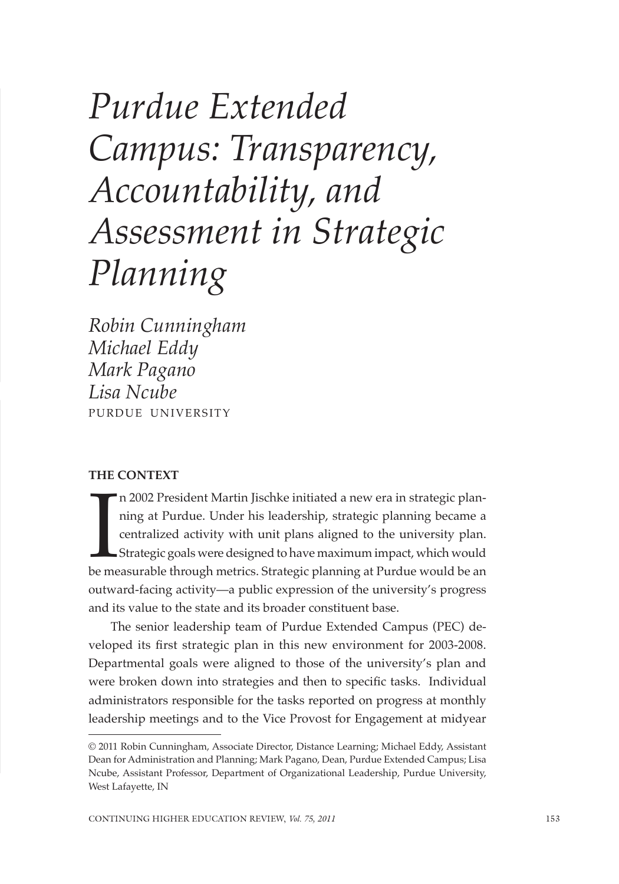# *Purdue Extended Campus: Transparency, Accountability, and Assessment in Strategic Planning*

*Robin Cunningham*
*Michael Eddy*
*Mark Pagano*
*Lisa Ncube*
PURDUE UNIVERSITY

## THE CONTEXT

In 2002 President Martin Jischke initiated a new era in strategic planning at Purdue. Under his leadership, strategic planning became a centralized activity with unit plans aligned to the university plan. Strategic goals were designed to have maximum impact, which would be measurable through metrics. Strategic planning at Purdue would be an outward-facing activity—a public expression of the university's progress and its value to the state and its broader constituent base.

The senior leadership team of Purdue Extended Campus (PEC) developed its first strategic plan in this new environment for 2003-2008. Departmental goals were aligned to those of the university's plan and were broken down into strategies and then to specific tasks. Individual administrators responsible for the tasks reported on progress at monthly leadership meetings and to the Vice Provost for Engagement at midyear

---

© 2011 Robin Cunningham, Associate Director, Distance Learning; Michael Eddy, Assistant Dean for Administration and Planning; Mark Pagano, Dean, Purdue Extended Campus; Lisa Ncube, Assistant Professor, Department of Organizational Leadership, Purdue University, West Lafayette, IN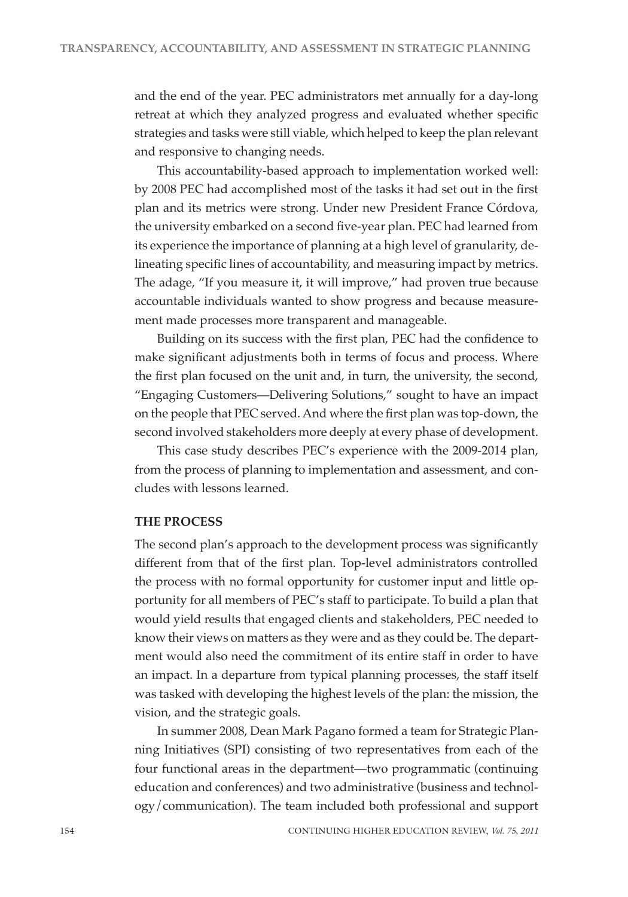and the end of the year. PEC administrators met annually for a day-long retreat at which they analyzed progress and evaluated whether specific strategies and tasks were still viable, which helped to keep the plan relevant and responsive to changing needs.

This accountability-based approach to implementation worked well: by 2008 PEC had accomplished most of the tasks it had set out in the first plan and its metrics were strong. Under new President France Córdova, the university embarked on a second five-year plan. PEC had learned from its experience the importance of planning at a high level of granularity, delineating specific lines of accountability, and measuring impact by metrics. The adage, "If you measure it, it will improve," had proven true because accountable individuals wanted to show progress and because measurement made processes more transparent and manageable.

Building on its success with the first plan, PEC had the confidence to make significant adjustments both in terms of focus and process. Where the first plan focused on the unit and, in turn, the university, the second, "Engaging Customers—Delivering Solutions," sought to have an impact on the people that PEC served. And where the first plan was top-down, the second involved stakeholders more deeply at every phase of development.

This case study describes PEC's experience with the 2009-2014 plan, from the process of planning to implementation and assessment, and concludes with lessons learned.

## THE PROCESS

The second plan's approach to the development process was significantly different from that of the first plan. Top-level administrators controlled the process with no formal opportunity for customer input and little opportunity for all members of PEC's staff to participate. To build a plan that would yield results that engaged clients and stakeholders, PEC needed to know their views on matters as they were and as they could be. The department would also need the commitment of its entire staff in order to have an impact. In a departure from typical planning processes, the staff itself was tasked with developing the highest levels of the plan: the mission, the vision, and the strategic goals.

In summer 2008, Dean Mark Pagano formed a team for Strategic Planning Initiatives (SPI) consisting of two representatives from each of the four functional areas in the department—two programmatic (continuing education and conferences) and two administrative (business and technology/communication). The team included both professional and support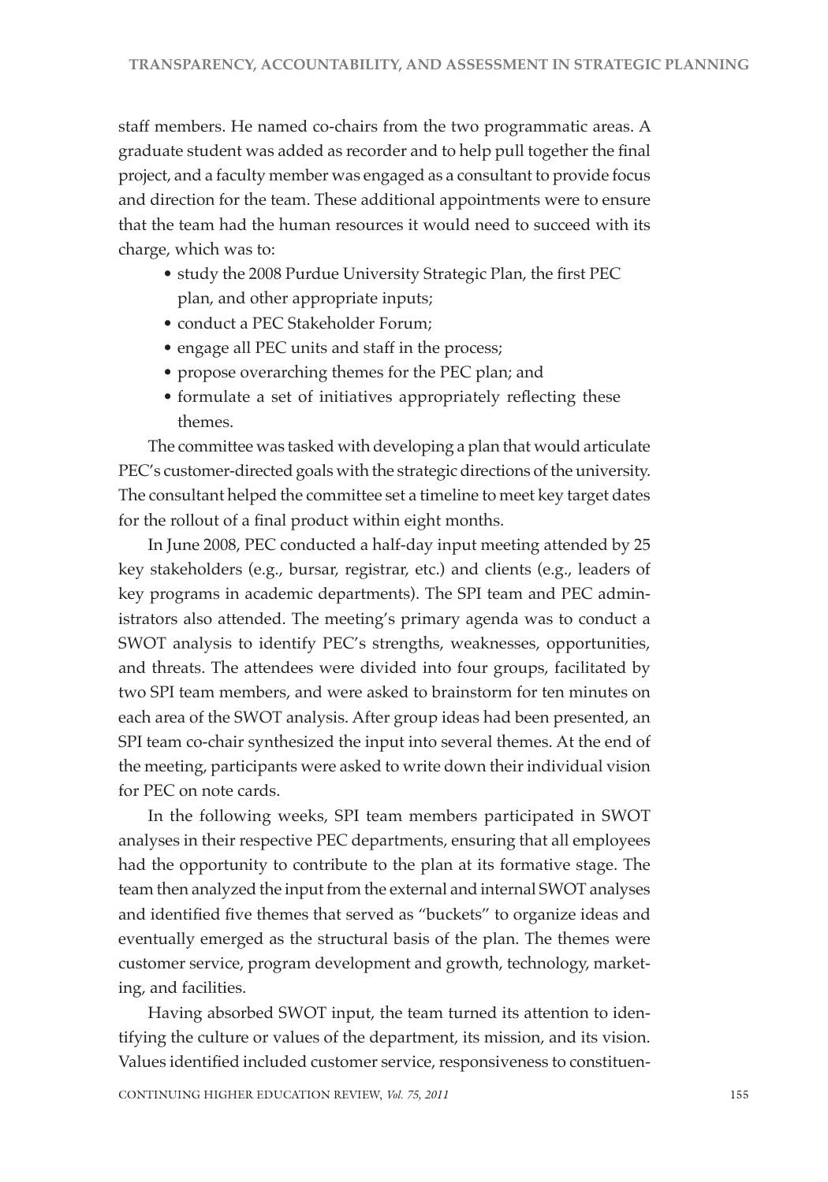staff members. He named co-chairs from the two programmatic areas. A graduate student was added as recorder and to help pull together the final project, and a faculty member was engaged as a consultant to provide focus and direction for the team. These additional appointments were to ensure that the team had the human resources it would need to succeed with its charge, which was to:

- study the 2008 Purdue University Strategic Plan, the first PEC plan, and other appropriate inputs;
- conduct a PEC Stakeholder Forum;
- engage all PEC units and staff in the process;
- propose overarching themes for the PEC plan; and
- formulate a set of initiatives appropriately reflecting these themes.

The committee was tasked with developing a plan that would articulate PEC's customer-directed goals with the strategic directions of the university. The consultant helped the committee set a timeline to meet key target dates for the rollout of a final product within eight months.

In June 2008, PEC conducted a half-day input meeting attended by 25 key stakeholders (e.g., bursar, registrar, etc.) and clients (e.g., leaders of key programs in academic departments). The SPI team and PEC administrators also attended. The meeting's primary agenda was to conduct a SWOT analysis to identify PEC's strengths, weaknesses, opportunities, and threats. The attendees were divided into four groups, facilitated by two SPI team members, and were asked to brainstorm for ten minutes on each area of the SWOT analysis. After group ideas had been presented, an SPI team co-chair synthesized the input into several themes. At the end of the meeting, participants were asked to write down their individual vision for PEC on note cards.

In the following weeks, SPI team members participated in SWOT analyses in their respective PEC departments, ensuring that all employees had the opportunity to contribute to the plan at its formative stage. The team then analyzed the input from the external and internal SWOT analyses and identified five themes that served as "buckets" to organize ideas and eventually emerged as the structural basis of the plan. The themes were customer service, program development and growth, technology, marketing, and facilities.

Having absorbed SWOT input, the team turned its attention to identifying the culture or values of the department, its mission, and its vision. Values identified included customer service, responsiveness to constituen-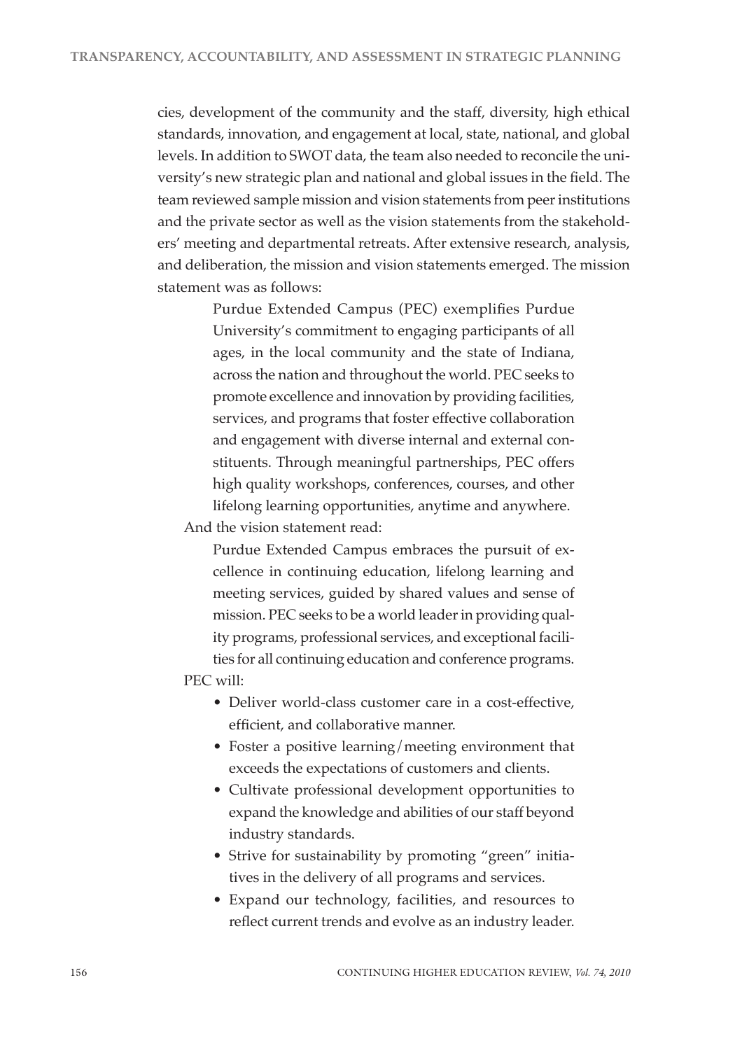cies, development of the community and the staff, diversity, high ethical standards, innovation, and engagement at local, state, national, and global levels. In addition to SWOT data, the team also needed to reconcile the university's new strategic plan and national and global issues in the field. The team reviewed sample mission and vision statements from peer institutions and the private sector as well as the vision statements from the stakeholders' meeting and departmental retreats. After extensive research, analysis, and deliberation, the mission and vision statements emerged. The mission statement was as follows:

> Purdue Extended Campus (PEC) exemplifies Purdue University's commitment to engaging participants of all ages, in the local community and the state of Indiana, across the nation and throughout the world. PEC seeks to promote excellence and innovation by providing facilities, services, and programs that foster effective collaboration and engagement with diverse internal and external constituents. Through meaningful partnerships, PEC offers high quality workshops, conferences, courses, and other lifelong learning opportunities, anytime and anywhere.

And the vision statement read:

> Purdue Extended Campus embraces the pursuit of excellence in continuing education, lifelong learning and meeting services, guided by shared values and sense of mission. PEC seeks to be a world leader in providing quality programs, professional services, and exceptional facilities for all continuing education and conference programs.

PEC will:

- Deliver world-class customer care in a cost-effective, efficient, and collaborative manner.
- Foster a positive learning/meeting environment that exceeds the expectations of customers and clients.
- Cultivate professional development opportunities to expand the knowledge and abilities of our staff beyond industry standards.
- Strive for sustainability by promoting "green" initiatives in the delivery of all programs and services.
- Expand our technology, facilities, and resources to reflect current trends and evolve as an industry leader.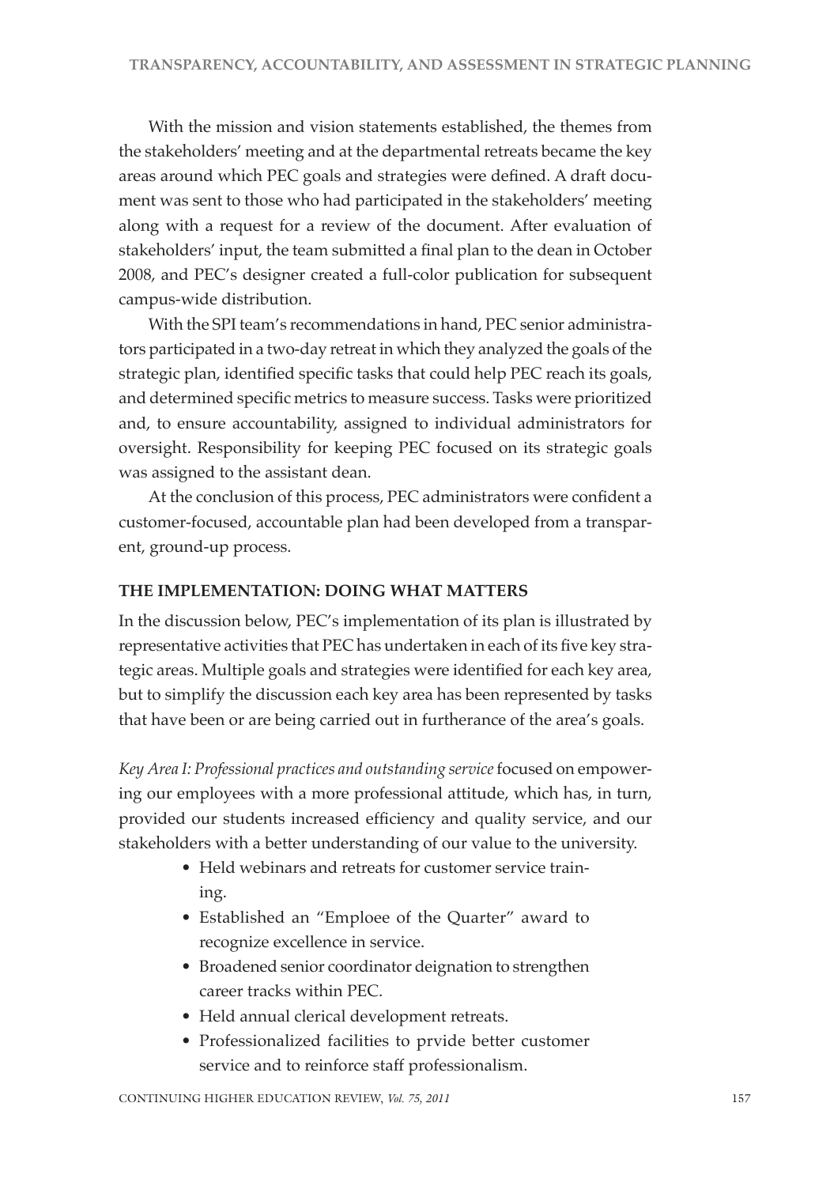With the mission and vision statements established, the themes from the stakeholders' meeting and at the departmental retreats became the key areas around which PEC goals and strategies were defined. A draft document was sent to those who had participated in the stakeholders' meeting along with a request for a review of the document. After evaluation of stakeholders' input, the team submitted a final plan to the dean in October 2008, and PEC's designer created a full-color publication for subsequent campus-wide distribution.

With the SPI team's recommendations in hand, PEC senior administrators participated in a two-day retreat in which they analyzed the goals of the strategic plan, identified specific tasks that could help PEC reach its goals, and determined specific metrics to measure success. Tasks were prioritized and, to ensure accountability, assigned to individual administrators for oversight. Responsibility for keeping PEC focused on its strategic goals was assigned to the assistant dean.

At the conclusion of this process, PEC administrators were confident a customer-focused, accountable plan had been developed from a transparent, ground-up process.

## THE IMPLEMENTATION: DOING WHAT MATTERS

In the discussion below, PEC's implementation of its plan is illustrated by representative activities that PEC has undertaken in each of its five key strategic areas. Multiple goals and strategies were identified for each key area, but to simplify the discussion each key area has been represented by tasks that have been or are being carried out in furtherance of the area's goals.

*Key Area I: Professional practices and outstanding service* focused on empowering our employees with a more professional attitude, which has, in turn, provided our students increased efficiency and quality service, and our stakeholders with a better understanding of our value to the university.

- Held webinars and retreats for customer service training.
- Established an "Emploee of the Quarter" award to recognize excellence in service.
- Broadened senior coordinator deignation to strengthen career tracks within PEC.
- Held annual clerical development retreats.
- Professionalized facilities to prvide better customer service and to reinforce staff professionalism.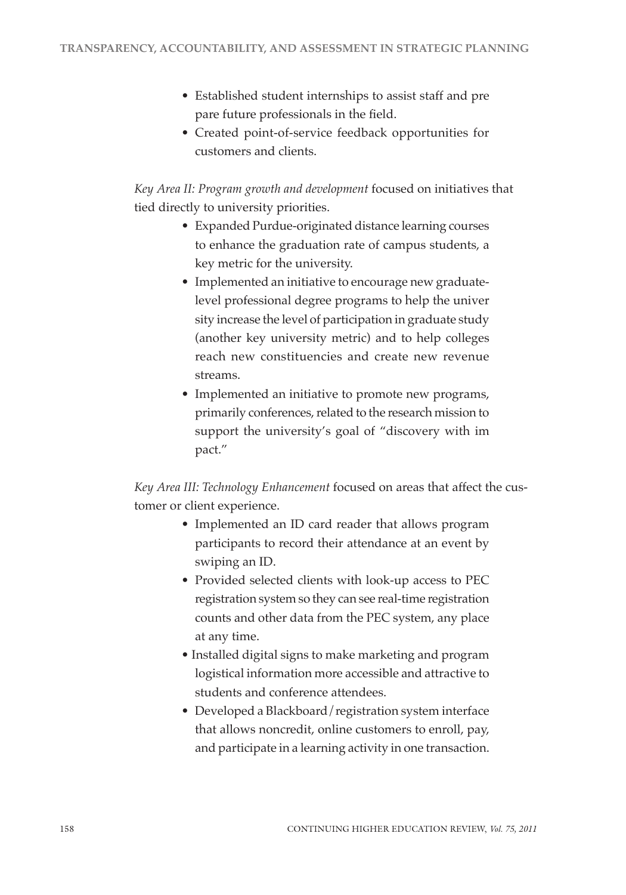- Established student internships to assist staff and prepare future professionals in the field.
- Created point-of-service feedback opportunities for customers and clients.

*Key Area II: Program growth and development* focused on initiatives that tied directly to university priorities.

- Expanded Purdue-originated distance learning courses to enhance the graduation rate of campus students, a key metric for the university.
- Implemented an initiative to encourage new graduate-level professional degree programs to help the university increase the level of participation in graduate study (another key university metric) and to help colleges reach new constituencies and create new revenue streams.
- Implemented an initiative to promote new programs, primarily conferences, related to the research mission to support the university's goal of "discovery with impact."

*Key Area III: Technology Enhancement* focused on areas that affect the customer or client experience.

- Implemented an ID card reader that allows program participants to record their attendance at an event by swiping an ID.
- Provided selected clients with look-up access to PEC registration system so they can see real-time registration counts and other data from the PEC system, any place at any time.
- Installed digital signs to make marketing and program logistical information more accessible and attractive to students and conference attendees.
- Developed a Blackboard / registration system interface that allows noncredit, online customers to enroll, pay, and participate in a learning activity in one transaction.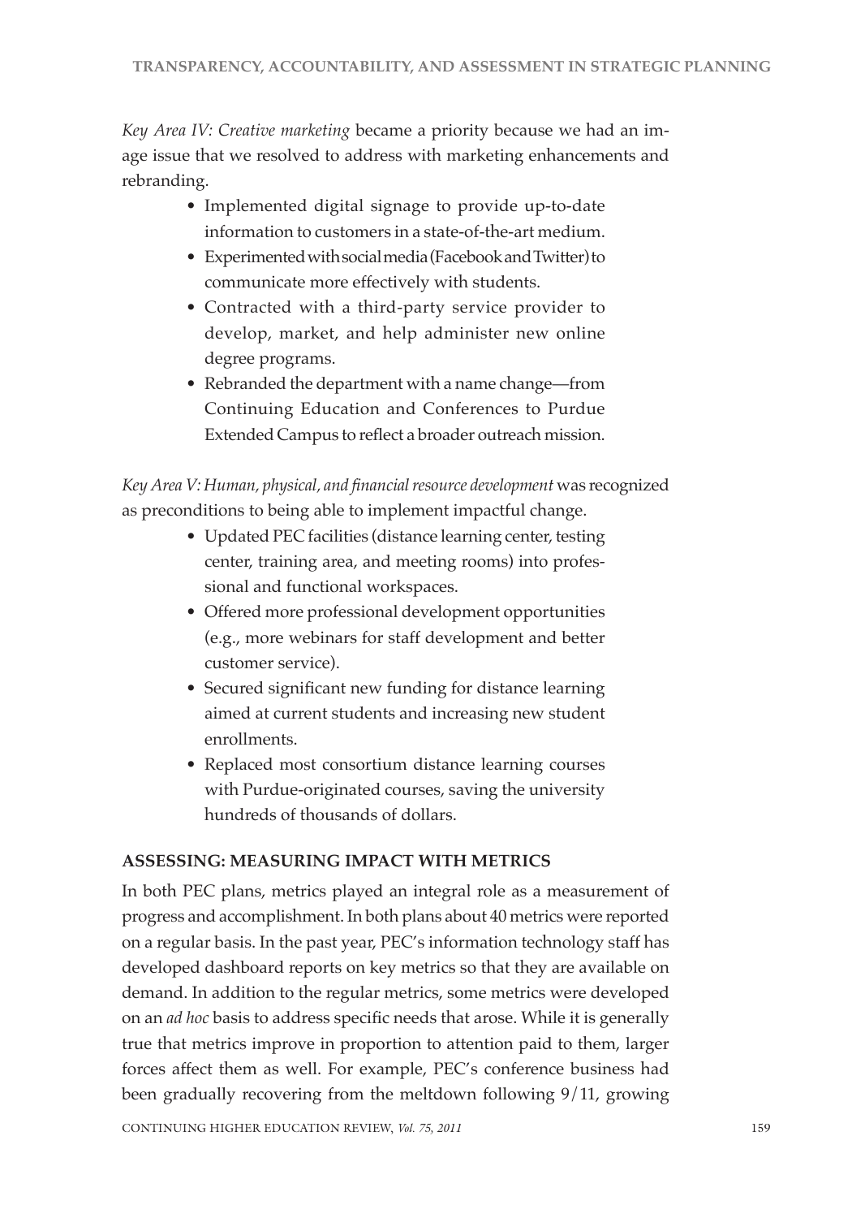*Key Area IV: Creative marketing* became a priority because we had an image issue that we resolved to address with marketing enhancements and rebranding.

- Implemented digital signage to provide up-to-date information to customers in a state-of-the-art medium.
- Experimented with social media (Facebook and Twitter) to communicate more effectively with students.
- Contracted with a third-party service provider to develop, market, and help administer new online degree programs.
- Rebranded the department with a name change—from Continuing Education and Conferences to Purdue Extended Campus to reflect a broader outreach mission.

*Key Area V: Human, physical, and financial resource development* was recognized as preconditions to being able to implement impactful change.

- Updated PEC facilities (distance learning center, testing center, training area, and meeting rooms) into professional and functional workspaces.
- Offered more professional development opportunities (e.g., more webinars for staff development and better customer service).
- Secured significant new funding for distance learning aimed at current students and increasing new student enrollments.
- Replaced most consortium distance learning courses with Purdue-originated courses, saving the university hundreds of thousands of dollars.

## ASSESSING: MEASURING IMPACT WITH METRICS

In both PEC plans, metrics played an integral role as a measurement of progress and accomplishment. In both plans about 40 metrics were reported on a regular basis. In the past year, PEC's information technology staff has developed dashboard reports on key metrics so that they are available on demand. In addition to the regular metrics, some metrics were developed on an *ad hoc* basis to address specific needs that arose. While it is generally true that metrics improve in proportion to attention paid to them, larger forces affect them as well. For example, PEC's conference business had been gradually recovering from the meltdown following 9/11, growing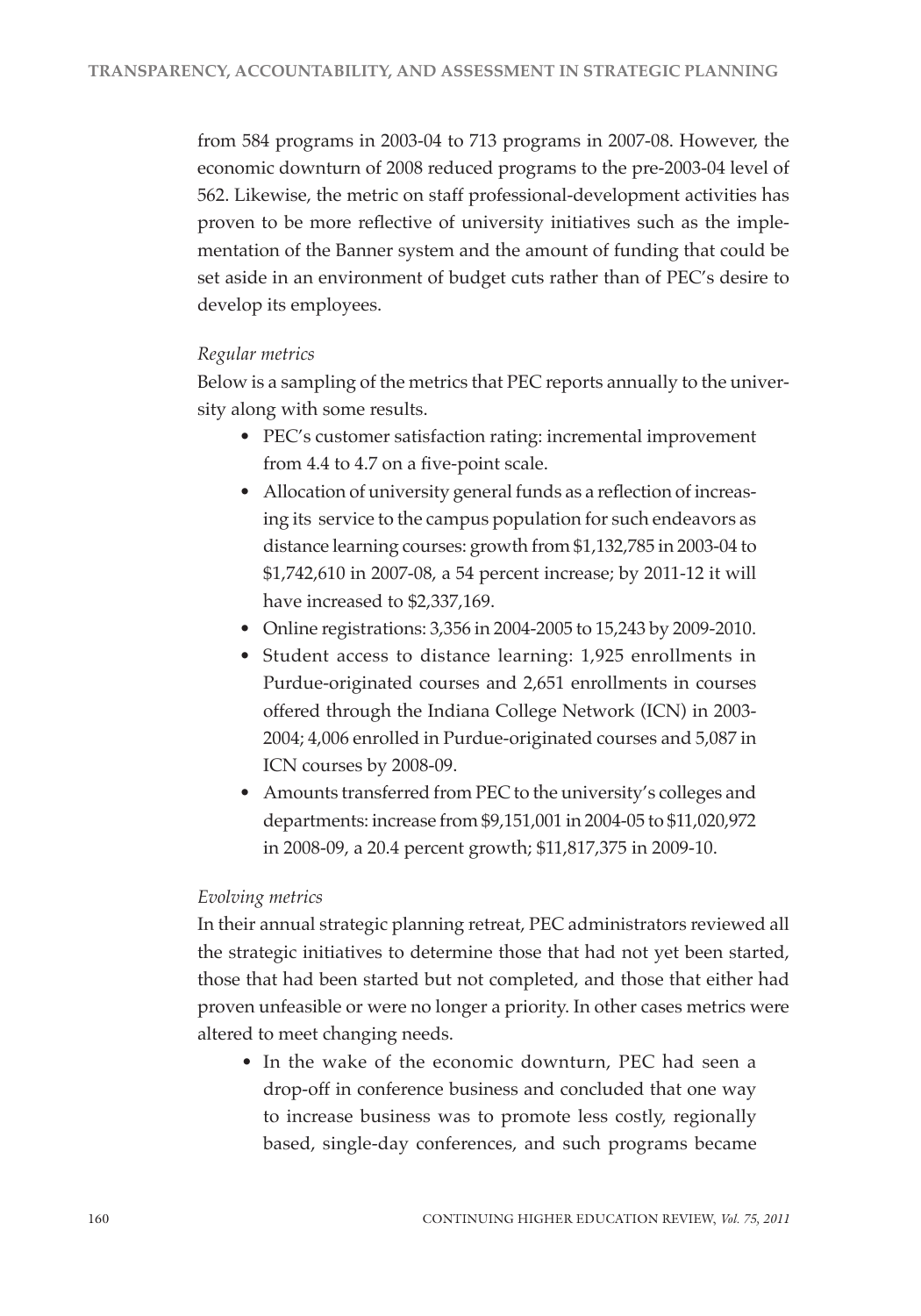from 584 programs in 2003-04 to 713 programs in 2007-08. However, the economic downturn of 2008 reduced programs to the pre-2003-04 level of 562. Likewise, the metric on staff professional-development activities has proven to be more reflective of university initiatives such as the implementation of the Banner system and the amount of funding that could be set aside in an environment of budget cuts rather than of PEC's desire to develop its employees.

*Regular metrics*

Below is a sampling of the metrics that PEC reports annually to the university along with some results.

- PEC's customer satisfaction rating: incremental improvement from 4.4 to 4.7 on a five-point scale.
- Allocation of university general funds as a reflection of increasing its service to the campus population for such endeavors as distance learning courses: growth from $1,132,785 in 2003-04 to $1,742,610 in 2007-08, a 54 percent increase; by 2011-12 it will have increased to $2,337,169.
- Online registrations: 3,356 in 2004-2005 to 15,243 by 2009-2010.
- Student access to distance learning: 1,925 enrollments in Purdue-originated courses and 2,651 enrollments in courses offered through the Indiana College Network (ICN) in 2003-2004; 4,006 enrolled in Purdue-originated courses and 5,087 in ICN courses by 2008-09.
- Amounts transferred from PEC to the university's colleges and departments: increase from $9,151,001 in 2004-05 to $11,020,972 in 2008-09, a 20.4 percent growth; $11,817,375 in 2009-10.

*Evolving metrics*

In their annual strategic planning retreat, PEC administrators reviewed all the strategic initiatives to determine those that had not yet been started, those that had been started but not completed, and those that either had proven unfeasible or were no longer a priority. In other cases metrics were altered to meet changing needs.

- In the wake of the economic downturn, PEC had seen a drop-off in conference business and concluded that one way to increase business was to promote less costly, regionally based, single-day conferences, and such programs became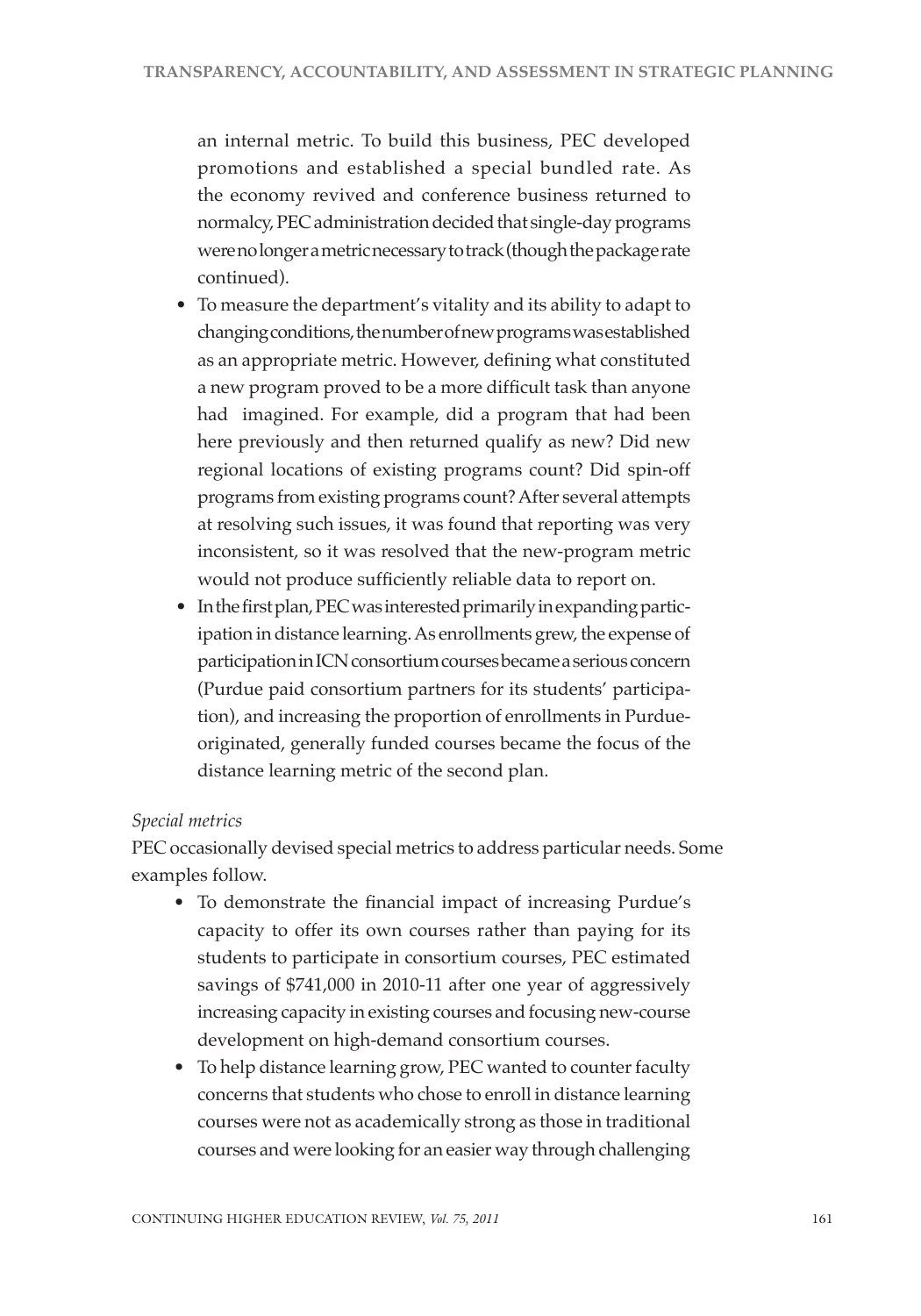an internal metric. To build this business, PEC developed promotions and established a special bundled rate. As the economy revived and conference business returned to normalcy, PEC administration decided that single-day programs were no longer a metric necessary to track (though the package rate continued).

- To measure the department's vitality and its ability to adapt to changing conditions, the number of new programs was established as an appropriate metric. However, defining what constituted a new program proved to be a more difficult task than anyone had imagined. For example, did a program that had been here previously and then returned qualify as new? Did new regional locations of existing programs count? Did spin-off programs from existing programs count? After several attempts at resolving such issues, it was found that reporting was very inconsistent, so it was resolved that the new-program metric would not produce sufficiently reliable data to report on.
- In the first plan, PEC was interested primarily in expanding participation in distance learning. As enrollments grew, the expense of participation in ICN consortium courses became a serious concern (Purdue paid consortium partners for its students' participation), and increasing the proportion of enrollments in Purdue-originated, generally funded courses became the focus of the distance learning metric of the second plan.

*Special metrics*

PEC occasionally devised special metrics to address particular needs. Some examples follow.

- To demonstrate the financial impact of increasing Purdue's capacity to offer its own courses rather than paying for its students to participate in consortium courses, PEC estimated savings of $741,000 in 2010-11 after one year of aggressively increasing capacity in existing courses and focusing new-course development on high-demand consortium courses.
- To help distance learning grow, PEC wanted to counter faculty concerns that students who chose to enroll in distance learning courses were not as academically strong as those in traditional courses and were looking for an easier way through challenging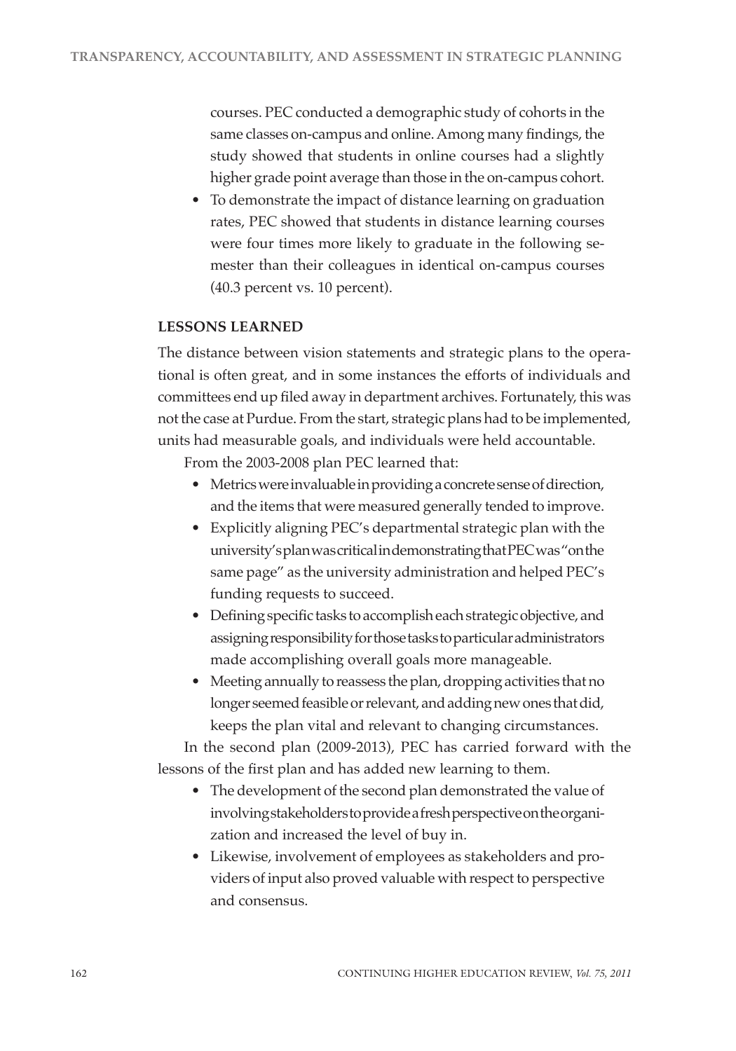courses. PEC conducted a demographic study of cohorts in the same classes on-campus and online. Among many findings, the study showed that students in online courses had a slightly higher grade point average than those in the on-campus cohort.

- To demonstrate the impact of distance learning on graduation rates, PEC showed that students in distance learning courses were four times more likely to graduate in the following semester than their colleagues in identical on-campus courses (40.3 percent vs. 10 percent).

## LESSONS LEARNED

The distance between vision statements and strategic plans to the operational is often great, and in some instances the efforts of individuals and committees end up filed away in department archives. Fortunately, this was not the case at Purdue. From the start, strategic plans had to be implemented, units had measurable goals, and individuals were held accountable.

From the 2003-2008 plan PEC learned that:

- Metrics were invaluable in providing a concrete sense of direction, and the items that were measured generally tended to improve.
- Explicitly aligning PEC's departmental strategic plan with the university's plan was critical in demonstrating that PEC was "on the same page" as the university administration and helped PEC's funding requests to succeed.
- Defining specific tasks to accomplish each strategic objective, and assigning responsibility for those tasks to particular administrators made accomplishing overall goals more manageable.
- Meeting annually to reassess the plan, dropping activities that no longer seemed feasible or relevant, and adding new ones that did, keeps the plan vital and relevant to changing circumstances.

In the second plan (2009-2013), PEC has carried forward with the lessons of the first plan and has added new learning to them.

- The development of the second plan demonstrated the value of involving stakeholders to provide a fresh perspective on the organization and increased the level of buy in.
- Likewise, involvement of employees as stakeholders and providers of input also proved valuable with respect to perspective and consensus.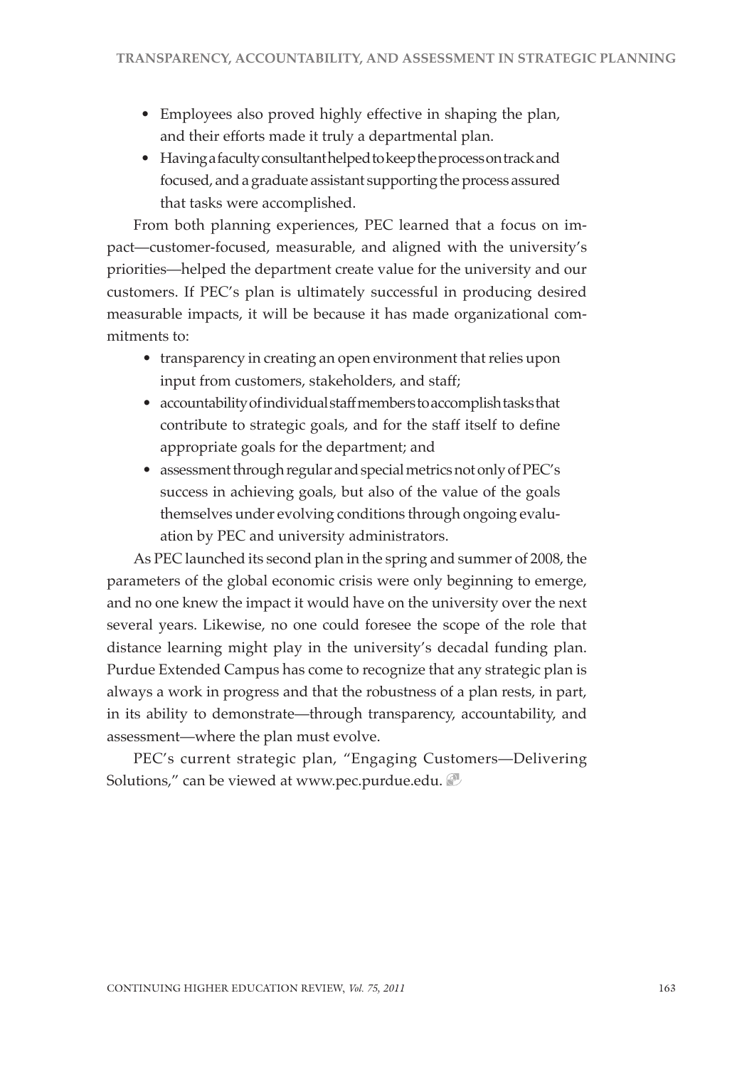- Employees also proved highly effective in shaping the plan, and their efforts made it truly a departmental plan.
- Having a faculty consultant helped to keep the process on track and focused, and a graduate assistant supporting the process assured that tasks were accomplished.

From both planning experiences, PEC learned that a focus on impact—customer-focused, measurable, and aligned with the university's priorities—helped the department create value for the university and our customers. If PEC's plan is ultimately successful in producing desired measurable impacts, it will be because it has made organizational commitments to:

- transparency in creating an open environment that relies upon input from customers, stakeholders, and staff;
- accountability of individual staff members to accomplish tasks that contribute to strategic goals, and for the staff itself to define appropriate goals for the department; and
- assessment through regular and special metrics not only of PEC's success in achieving goals, but also of the value of the goals themselves under evolving conditions through ongoing evaluation by PEC and university administrators.

As PEC launched its second plan in the spring and summer of 2008, the parameters of the global economic crisis were only beginning to emerge, and no one knew the impact it would have on the university over the next several years. Likewise, no one could foresee the scope of the role that distance learning might play in the university's decadal funding plan. Purdue Extended Campus has come to recognize that any strategic plan is always a work in progress and that the robustness of a plan rests, in part, in its ability to demonstrate—through transparency, accountability, and assessment—where the plan must evolve.

PEC's current strategic plan, "Engaging Customers—Delivering Solutions," can be viewed at www.pec.purdue.edu.